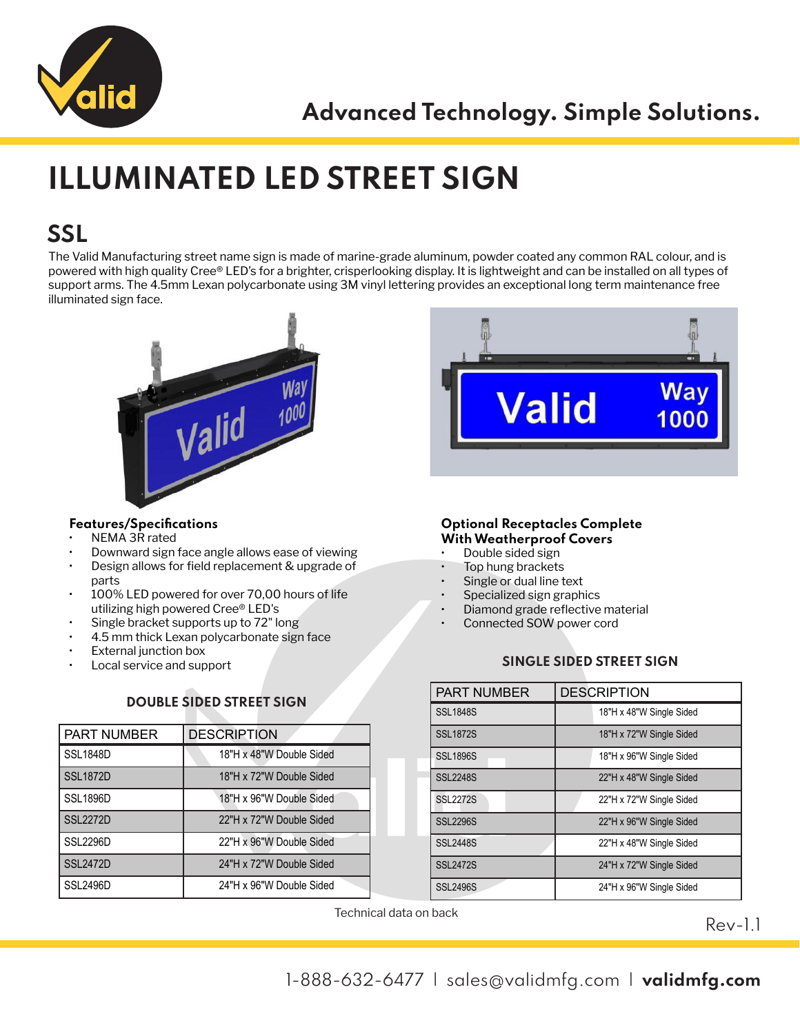Advanced Technology. Simple Solutions.

# ILLUMINATED LED STREET SIGN

## SSL

The Valid Manufacturing street name sign is made of marine-grade aluminum, powder coated any common RAL colour, and is powered with high quality Cree® LED's for a brighter, crisperlooking display. It is lightweight and can be installed on all types of support arms. The 4.5mm Lexan polycarbonate using 3M vinyl lettering provides an exceptional long term maintenance free illuminated sign face.

### Features/Specifications

- NEMA 3R rated
- Downward sign face angle allows ease of viewing
- Design allows for field replacement & upgrade of parts
- 100% LED powered for over 70,00 hours of life utilizing high powered Cree® LED's
- Single bracket supports up to 72" long
- 4.5 mm thick Lexan polycarbonate sign face
- External junction box
- Local service and support

### Optional Receptacles Complete With Weatherproof Covers

- Double sided sign
- Top hung brackets
- Single or dual line text
- Specialized sign graphics
- Diamond grade reflective material
- Connected SOW power cord

### DOUBLE SIDED STREET SIGN

| PART NUMBER | DESCRIPTION |
|---|---|
| SSL1848D | 18"H x 48"W Double Sided |
| SSL1872D | 18"H x 72"W Double Sided |
| SSL1896D | 18"H x 96"W Double Sided |
| SSL2272D | 22"H x 72"W Double Sided |
| SSL2296D | 22"H x 96"W Double Sided |
| SSL2472D | 24"H x 72"W Double Sided |
| SSL2496D | 24"H x 96"W Double Sided |

### SINGLE SIDED STREET SIGN

| PART NUMBER | DESCRIPTION |
|---|---|
| SSL1848S | 18"H x 48"W Single Sided |
| SSL1872S | 18"H x 72"W Single Sided |
| SSL1896S | 18"H x 96"W Single Sided |
| SSL2248S | 22"H x 48"W Single Sided |
| SSL2272S | 22"H x 72"W Single Sided |
| SSL2296S | 22"H x 96"W Single Sided |
| SSL2448S | 22"H x 48"W Single Sided |
| SSL2472S | 24"H x 72"W Single Sided |
| SSL2496S | 24"H x 96"W Single Sided |

Technical data on back

Rev-1.1

1-888-632-6477 | sales@validmfg.com | **validmfg.com**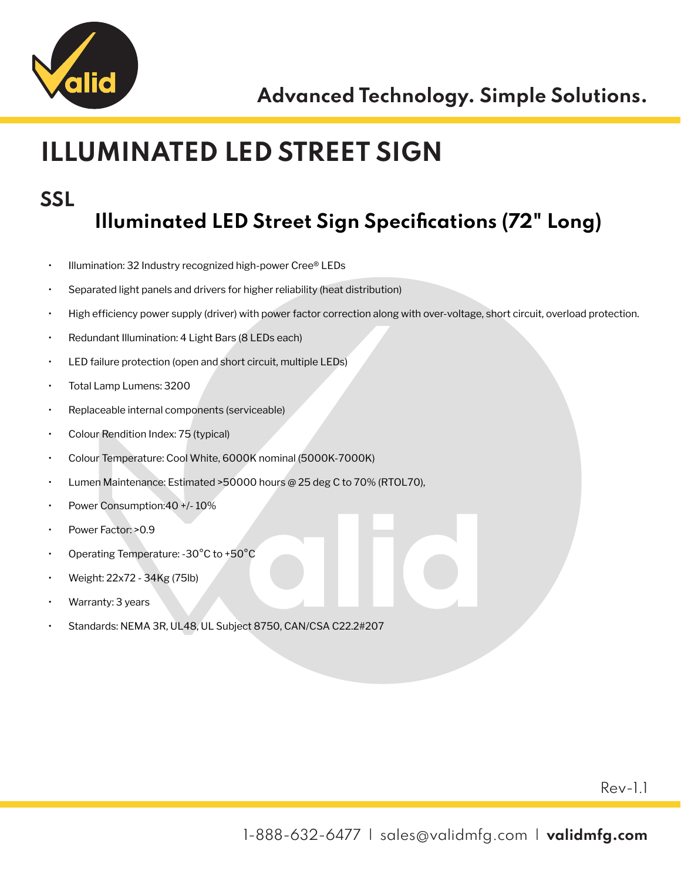# ILLUMINATED LED STREET SIGN

## SSL

### Illuminated LED Street Sign Specifications (72" Long)

- Illumination: 32 Industry recognized high-power Cree® LEDs
- Separated light panels and drivers for higher reliability (heat distribution)
- High efficiency power supply (driver) with power factor correction along with over-voltage, short circuit, overload protection.
- Redundant Illumination: 4 Light Bars (8 LEDs each)
- LED failure protection (open and short circuit, multiple LEDs)
- Total Lamp Lumens: 3200
- Replaceable internal components (serviceable)
- Colour Rendition Index: 75 (typical)
- Colour Temperature: Cool White, 6000K nominal (5000K-7000K)
- Lumen Maintenance: Estimated >50000 hours @ 25 deg C to 70% (RTOL70),
- Power Consumption:40 +/- 10%
- Power Factor: >0.9
- Operating Temperature: -30°C to +50°C
- Weight: 22x72 - 34Kg (75lb)
- Warranty: 3 years
- Standards: NEMA 3R, UL48, UL Subject 8750, CAN/CSA C22.2#207

Rev-1.1